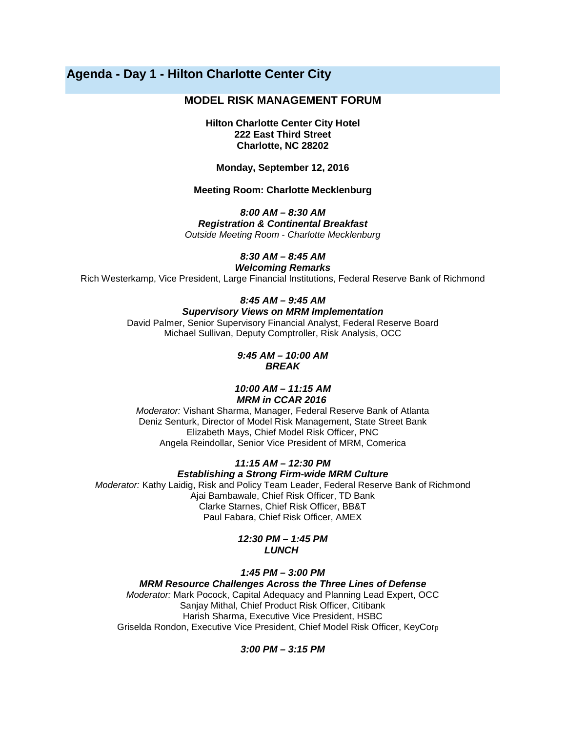# Agenda - Day 1 - Hilton Charlotte Center City

## MODEL RISK MANAGEMENT FORUM

**Hilton Charlotte Center City Hotel**
**222 East Third Street**
**Charlotte, NC 28202**

**Monday, September 12, 2016**

**Meeting Room: Charlotte Mecklenburg**

***8:00 AM – 8:30 AM***
***Registration & Continental Breakfast***
*Outside Meeting Room - Charlotte Mecklenburg*

***8:30 AM – 8:45 AM***
***Welcoming Remarks***
Rich Westerkamp, Vice President, Large Financial Institutions, Federal Reserve Bank of Richmond

***8:45 AM – 9:45 AM***
***Supervisory Views on MRM Implementation***
David Palmer, Senior Supervisory Financial Analyst, Federal Reserve Board
Michael Sullivan, Deputy Comptroller, Risk Analysis, OCC

***9:45 AM – 10:00 AM***
***BREAK***

***10:00 AM – 11:15 AM***
***MRM in CCAR 2016***
*Moderator:* Vishant Sharma, Manager, Federal Reserve Bank of Atlanta
Deniz Senturk, Director of Model Risk Management, State Street Bank
Elizabeth Mays, Chief Model Risk Officer, PNC
Angela Reindollar, Senior Vice President of MRM, Comerica

***11:15 AM – 12:30 PM***
***Establishing a Strong Firm-wide MRM Culture***
*Moderator:* Kathy Laidig, Risk and Policy Team Leader, Federal Reserve Bank of Richmond
Ajai Bambawale, Chief Risk Officer, TD Bank
Clarke Starnes, Chief Risk Officer, BB&T
Paul Fabara, Chief Risk Officer, AMEX

***12:30 PM – 1:45 PM***
***LUNCH***

***1:45 PM – 3:00 PM***
***MRM Resource Challenges Across the Three Lines of Defense***
*Moderator:* Mark Pocock, Capital Adequacy and Planning Lead Expert, OCC
Sanjay Mithal, Chief Product Risk Officer, Citibank
Harish Sharma, Executive Vice President, HSBC
Griselda Rondon, Executive Vice President, Chief Model Risk Officer, KeyCorp

***3:00 PM – 3:15 PM***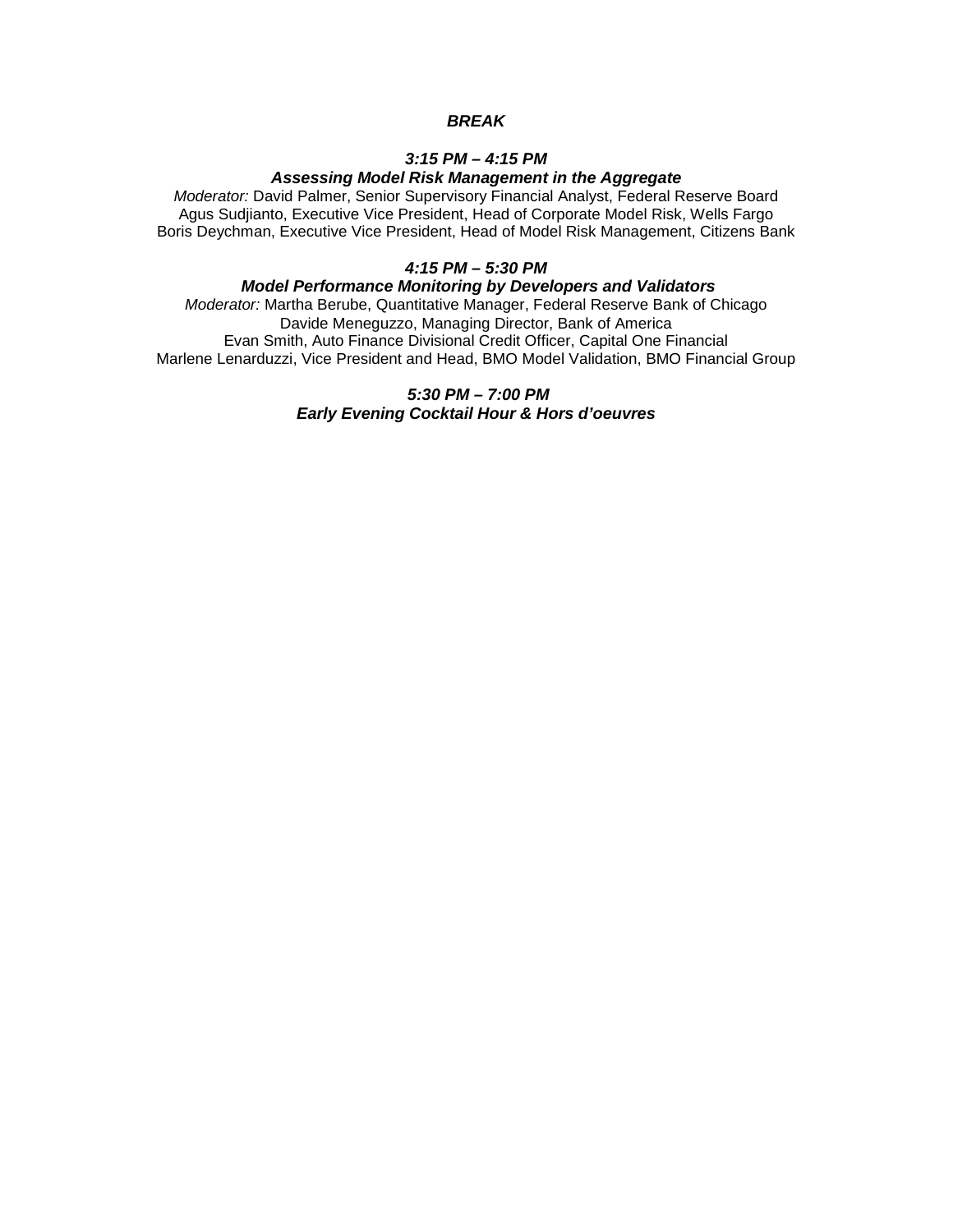***BREAK***

***3:15 PM – 4:15 PM***
***Assessing Model Risk Management in the Aggregate***

*Moderator:* David Palmer, Senior Supervisory Financial Analyst, Federal Reserve Board
Agus Sudjianto, Executive Vice President, Head of Corporate Model Risk, Wells Fargo
Boris Deychman, Executive Vice President, Head of Model Risk Management, Citizens Bank

***4:15 PM – 5:30 PM***
***Model Performance Monitoring by Developers and Validators***

*Moderator:* Martha Berube, Quantitative Manager, Federal Reserve Bank of Chicago
Davide Meneguzzo, Managing Director, Bank of America
Evan Smith, Auto Finance Divisional Credit Officer, Capital One Financial
Marlene Lenarduzzi, Vice President and Head, BMO Model Validation, BMO Financial Group

***5:30 PM – 7:00 PM***
***Early Evening Cocktail Hour & Hors d'oeuvres***